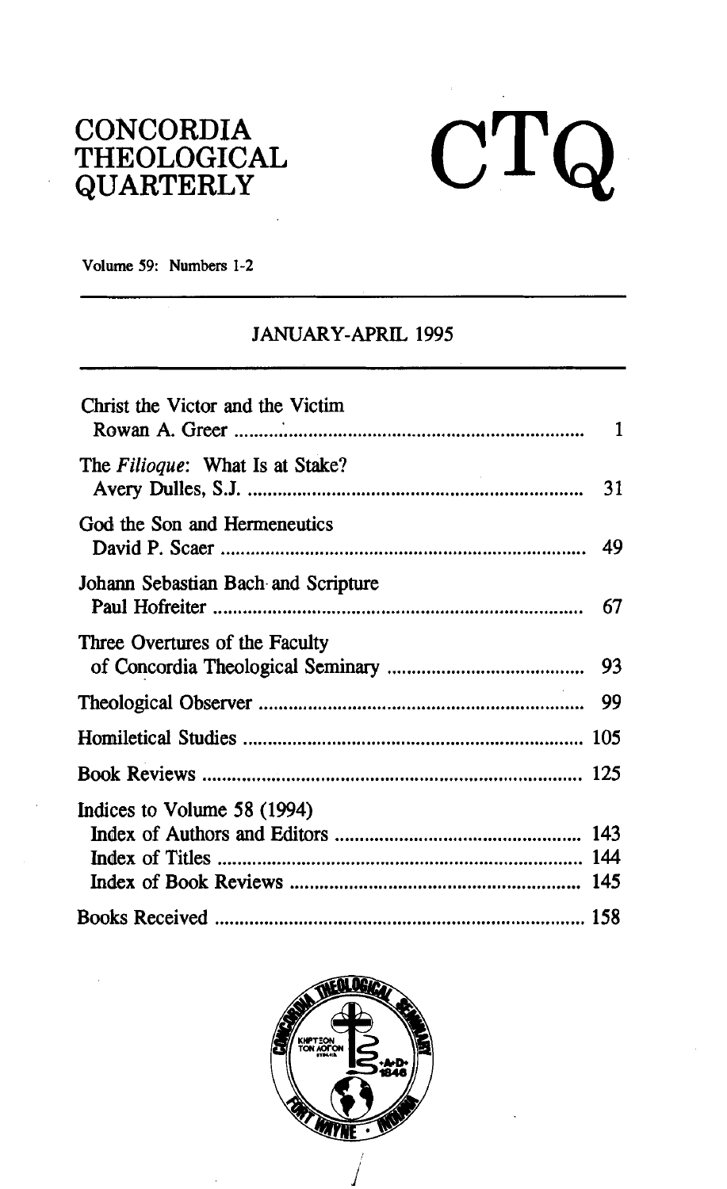# CONCORDIA THEOLOGICAL QUARTERLY

# CTQ

Volume 59: Numbers 1-2

JANUARY-APRIL 1995

Christ the Victor and the Victim
Rowan A. Greer .......... 1

The *Filioque*: What Is at Stake?
Avery Dulles, S.J. .......... 31

God the Son and Hermeneutics
David P. Scaer .......... 49

Johann Sebastian Bach and Scripture
Paul Hofreiter .......... 67

Three Overtures of the Faculty of Concordia Theological Seminary .......... 93

Theological Observer .......... 99

Homiletical Studies .......... 105

Book Reviews .......... 125

Indices to Volume 58 (1994)
Index of Authors and Editors .......... 143
Index of Titles .......... 144
Index of Book Reviews .......... 145

Books Received .......... 158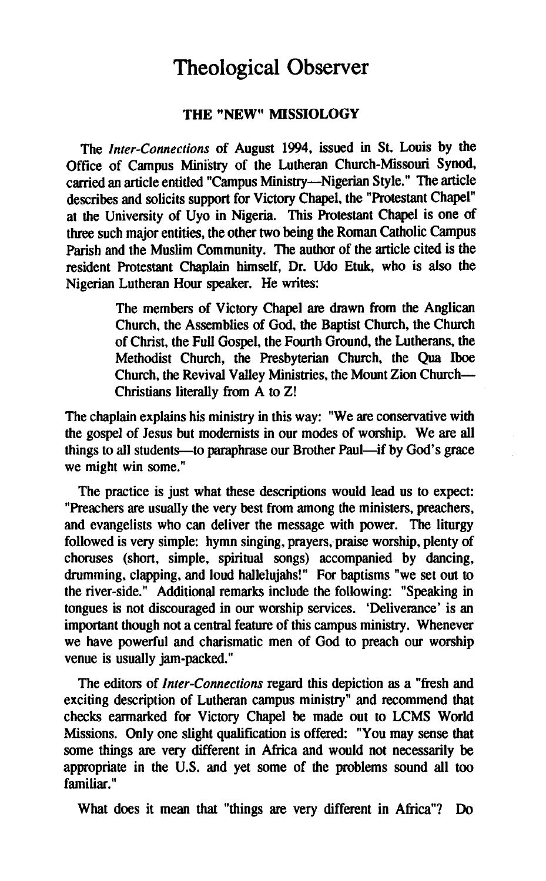# Theological Observer

## THE "NEW" MISSIOLOGY

The *Inter-Connections* of August 1994, issued in St. Louis by the Office of Campus Ministry of the Lutheran Church-Missouri Synod, carried an article entitled "Campus Ministry—Nigerian Style." The article describes and solicits support for Victory Chapel, the "Protestant Chapel" at the University of Uyo in Nigeria. This Protestant Chapel is one of three such major entities, the other two being the Roman Catholic Campus Parish and the Muslim Community. The author of the article cited is the resident Protestant Chaplain himself, Dr. Udo Etuk, who is also the Nigerian Lutheran Hour speaker. He writes:

> The members of Victory Chapel are drawn from the Anglican Church, the Assemblies of God, the Baptist Church, the Church of Christ, the Full Gospel, the Fourth Ground, the Lutherans, the Methodist Church, the Presbyterian Church, the Qua Iboe Church, the Revival Valley Ministries, the Mount Zion Church—Christians literally from A to Z!

The chaplain explains his ministry in this way: "We are conservative with the gospel of Jesus but modernists in our modes of worship. We are all things to all students—to paraphrase our Brother Paul—if by God's grace we might win some."

The practice is just what these descriptions would lead us to expect: "Preachers are usually the very best from among the ministers, preachers, and evangelists who can deliver the message with power. The liturgy followed is very simple: hymn singing, prayers, praise worship, plenty of choruses (short, simple, spiritual songs) accompanied by dancing, drumming, clapping, and loud hallelujahs!" For baptisms "we set out to the river-side." Additional remarks include the following: "Speaking in tongues is not discouraged in our worship services. 'Deliverance' is an important though not a central feature of this campus ministry. Whenever we have powerful and charismatic men of God to preach our worship venue is usually jam-packed."

The editors of *Inter-Connections* regard this depiction as a "fresh and exciting description of Lutheran campus ministry" and recommend that checks earmarked for Victory Chapel be made out to LCMS World Missions. Only one slight qualification is offered: "You may sense that some things are very different in Africa and would not necessarily be appropriate in the U.S. and yet some of the problems sound all too familiar."

What does it mean that "things are very different in Africa"? Do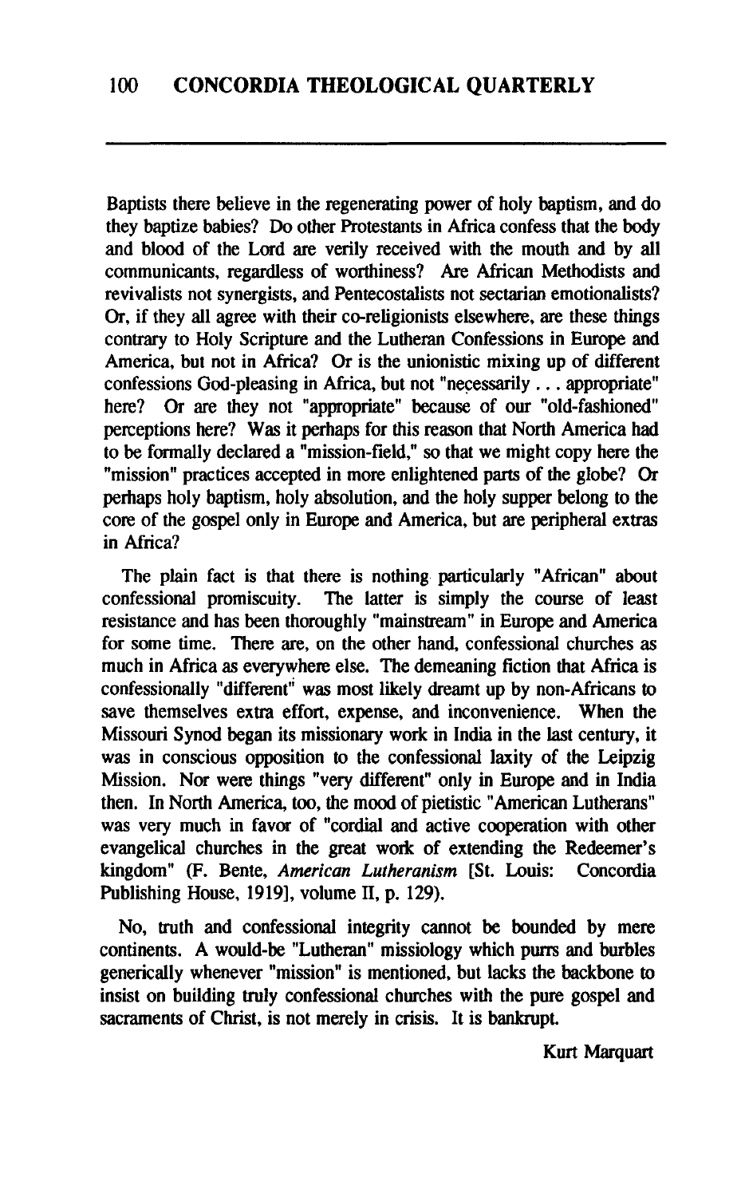Baptists there believe in the regenerating power of holy baptism, and do they baptize babies? Do other Protestants in Africa confess that the body and blood of the Lord are verily received with the mouth and by all communicants, regardless of worthiness? Are African Methodists and revivalists not synergists, and Pentecostalists not sectarian emotionalists? Or, if they all agree with their co-religionists elsewhere, are these things contrary to Holy Scripture and the Lutheran Confessions in Europe and America, but not in Africa? Or is the unionistic mixing up of different confessions God-pleasing in Africa, but not "necessarily . . . appropriate" here? Or are they not "appropriate" because of our "old-fashioned" perceptions here? Was it perhaps for this reason that North America had to be formally declared a "mission-field," so that we might copy here the "mission" practices accepted in more enlightened parts of the globe? Or perhaps holy baptism, holy absolution, and the holy supper belong to the core of the gospel only in Europe and America, but are peripheral extras in Africa?

The plain fact is that there is nothing particularly "African" about confessional promiscuity. The latter is simply the course of least resistance and has been thoroughly "mainstream" in Europe and America for some time. There are, on the other hand, confessional churches as much in Africa as everywhere else. The demeaning fiction that Africa is confessionally "different" was most likely dreamt up by non-Africans to save themselves extra effort, expense, and inconvenience. When the Missouri Synod began its missionary work in India in the last century, it was in conscious opposition to the confessional laxity of the Leipzig Mission. Nor were things "very different" only in Europe and in India then. In North America, too, the mood of pietistic "American Lutherans" was very much in favor of "cordial and active cooperation with other evangelical churches in the great work of extending the Redeemer's kingdom" (F. Bente, *American Lutheranism* [St. Louis: Concordia Publishing House, 1919], volume II, p. 129).

No, truth and confessional integrity cannot be bounded by mere continents. A would-be "Lutheran" missiology which purrs and burbles generically whenever "mission" is mentioned, but lacks the backbone to insist on building truly confessional churches with the pure gospel and sacraments of Christ, is not merely in crisis. It is bankrupt.

Kurt Marquart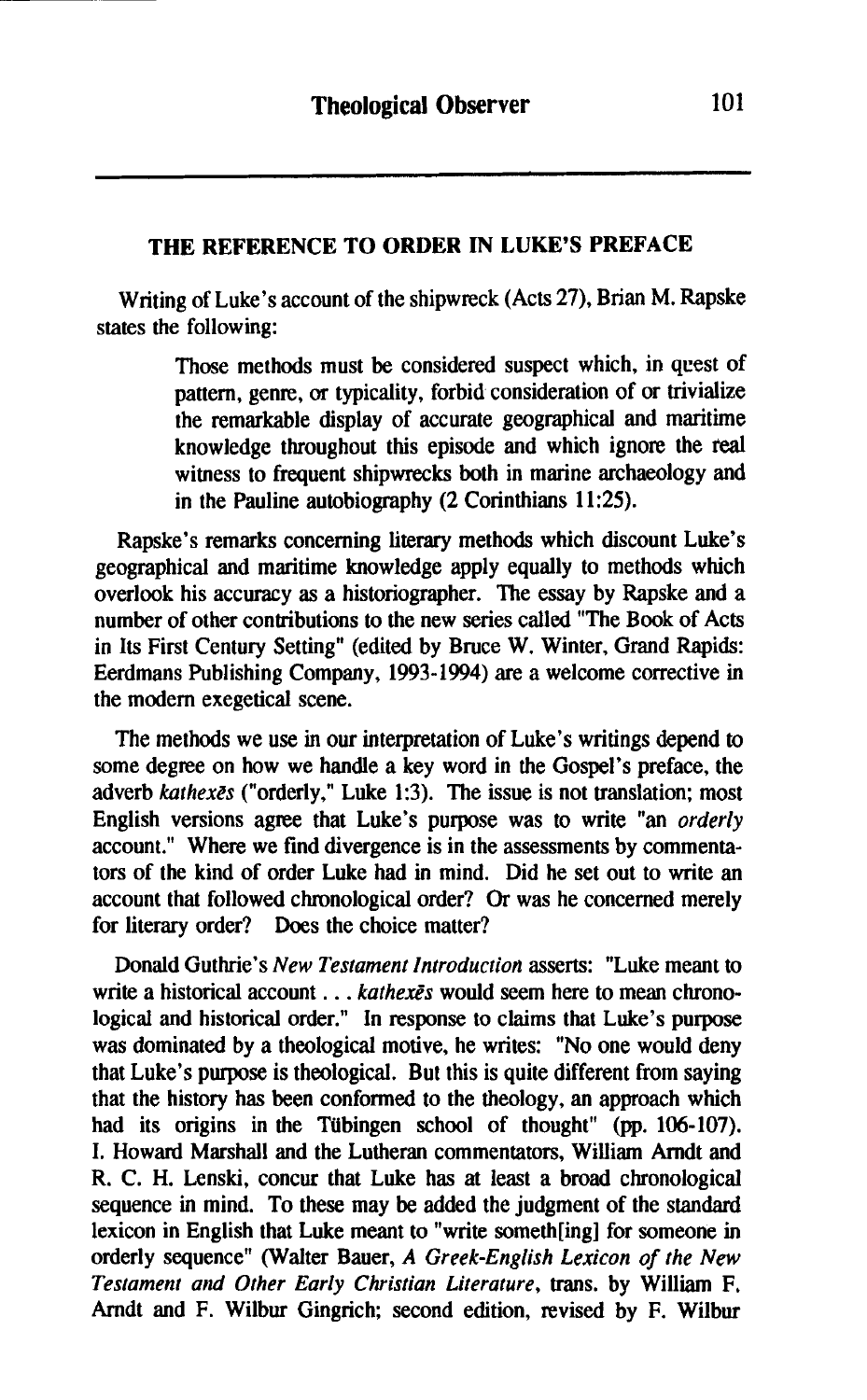## THE REFERENCE TO ORDER IN LUKE'S PREFACE

Writing of Luke's account of the shipwreck (Acts 27), Brian M. Rapske states the following:

> Those methods must be considered suspect which, in quest of pattern, genre, or typicality, forbid consideration of or trivialize the remarkable display of accurate geographical and maritime knowledge throughout this episode and which ignore the real witness to frequent shipwrecks both in marine archaeology and in the Pauline autobiography (2 Corinthians 11:25).

Rapske's remarks concerning literary methods which discount Luke's geographical and maritime knowledge apply equally to methods which overlook his accuracy as a historiographer. The essay by Rapske and a number of other contributions to the new series called "The Book of Acts in Its First Century Setting" (edited by Bruce W. Winter, Grand Rapids: Eerdmans Publishing Company, 1993-1994) are a welcome corrective in the modern exegetical scene.

The methods we use in our interpretation of Luke's writings depend to some degree on how we handle a key word in the Gospel's preface, the adverb *kathexēs* ("orderly," Luke 1:3). The issue is not translation; most English versions agree that Luke's purpose was to write "an *orderly* account." Where we find divergence is in the assessments by commentators of the kind of order Luke had in mind. Did he set out to write an account that followed chronological order? Or was he concerned merely for literary order? Does the choice matter?

Donald Guthrie's *New Testament Introduction* asserts: "Luke meant to write a historical account . . . *kathexēs* would seem here to mean chronological and historical order." In response to claims that Luke's purpose was dominated by a theological motive, he writes: "No one would deny that Luke's purpose is theological. But this is quite different from saying that the history has been conformed to the theology, an approach which had its origins in the Tübingen school of thought" (pp. 106-107). I. Howard Marshall and the Lutheran commentators, William Arndt and R. C. H. Lenski, concur that Luke has at least a broad chronological sequence in mind. To these may be added the judgment of the standard lexicon in English that Luke meant to "write someth[ing] for someone in orderly sequence" (Walter Bauer, *A Greek-English Lexicon of the New Testament and Other Early Christian Literature*, trans. by William F. Arndt and F. Wilbur Gingrich; second edition, revised by F. Wilbur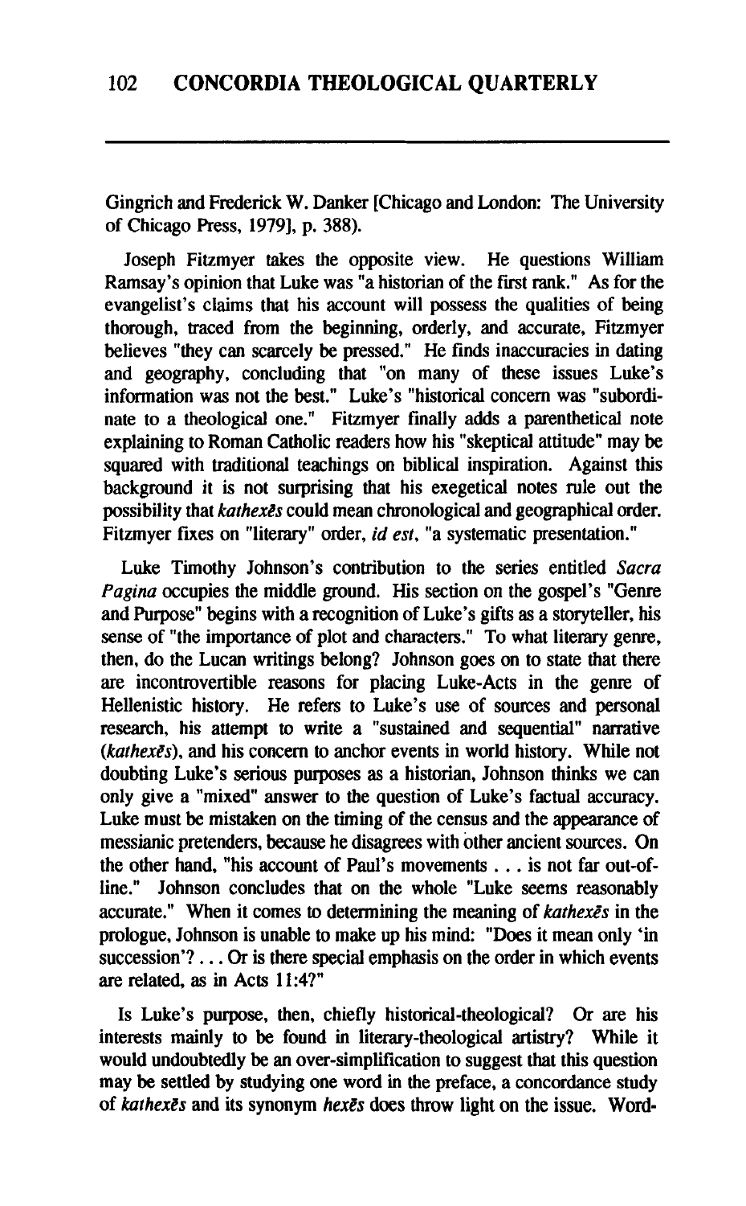Gingrich and Frederick W. Danker [Chicago and London: The University of Chicago Press, 1979], p. 388).

Joseph Fitzmyer takes the opposite view. He questions William Ramsay's opinion that Luke was "a historian of the first rank." As for the evangelist's claims that his account will possess the qualities of being thorough, traced from the beginning, orderly, and accurate, Fitzmyer believes "they can scarcely be pressed." He finds inaccuracies in dating and geography, concluding that "on many of these issues Luke's information was not the best." Luke's "historical concern was "subordinate to a theological one." Fitzmyer finally adds a parenthetical note explaining to Roman Catholic readers how his "skeptical attitude" may be squared with traditional teachings on biblical inspiration. Against this background it is not surprising that his exegetical notes rule out the possibility that *kathexēs* could mean chronological and geographical order. Fitzmyer fixes on "literary" order, *id est*, "a systematic presentation."

Luke Timothy Johnson's contribution to the series entitled *Sacra Pagina* occupies the middle ground. His section on the gospel's "Genre and Purpose" begins with a recognition of Luke's gifts as a storyteller, his sense of "the importance of plot and characters." To what literary genre, then, do the Lucan writings belong? Johnson goes on to state that there are incontrovertible reasons for placing Luke-Acts in the genre of Hellenistic history. He refers to Luke's use of sources and personal research, his attempt to write a "sustained and sequential" narrative (*kathexēs*), and his concern to anchor events in world history. While not doubting Luke's serious purposes as a historian, Johnson thinks we can only give a "mixed" answer to the question of Luke's factual accuracy. Luke must be mistaken on the timing of the census and the appearance of messianic pretenders, because he disagrees with other ancient sources. On the other hand, "his account of Paul's movements . . . is not far out-of-line." Johnson concludes that on the whole "Luke seems reasonably accurate." When it comes to determining the meaning of *kathexēs* in the prologue, Johnson is unable to make up his mind: "Does it mean only 'in succession'? . . . Or is there special emphasis on the order in which events are related, as in Acts 11:4?"

Is Luke's purpose, then, chiefly historical-theological? Or are his interests mainly to be found in literary-theological artistry? While it would undoubtedly be an over-simplification to suggest that this question may be settled by studying one word in the preface, a concordance study of *kathexēs* and its synonym *hexēs* does throw light on the issue. Word-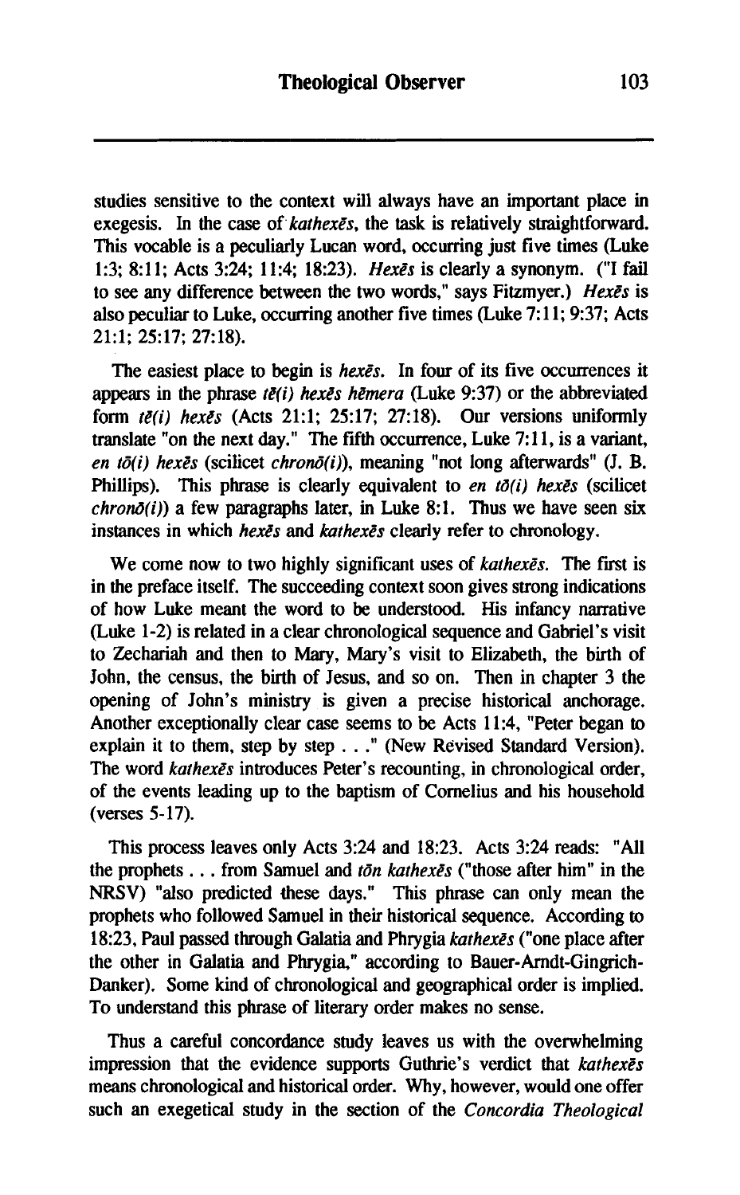studies sensitive to the context will always have an important place in exegesis. In the case of *kathexēs*, the task is relatively straightforward. This vocable is a peculiarly Lucan word, occurring just five times (Luke 1:3; 8:11; Acts 3:24; 11:4; 18:23). *Hexēs* is clearly a synonym. ("I fail to see any difference between the two words," says Fitzmyer.) *Hexēs* is also peculiar to Luke, occurring another five times (Luke 7:11; 9:37; Acts 21:1; 25:17; 27:18).

The easiest place to begin is *hexēs*. In four of its five occurrences it appears in the phrase *tē(i) hexēs hēmera* (Luke 9:37) or the abbreviated form *tē(i) hexēs* (Acts 21:1; 25:17; 27:18). Our versions uniformly translate "on the next day." The fifth occurrence, Luke 7:11, is a variant, *en tō(i) hexēs* (scilicet *chronō(i)*), meaning "not long afterwards" (J. B. Phillips). This phrase is clearly equivalent to *en tō(i) hexēs* (scilicet *chronō(i)*) a few paragraphs later, in Luke 8:1. Thus we have seen six instances in which *hexēs* and *kathexēs* clearly refer to chronology.

We come now to two highly significant uses of *kathexēs*. The first is in the preface itself. The succeeding context soon gives strong indications of how Luke meant the word to be understood. His infancy narrative (Luke 1-2) is related in a clear chronological sequence and Gabriel's visit to Zechariah and then to Mary, Mary's visit to Elizabeth, the birth of John, the census, the birth of Jesus, and so on. Then in chapter 3 the opening of John's ministry is given a precise historical anchorage. Another exceptionally clear case seems to be Acts 11:4, "Peter began to explain it to them, step by step . . ." (New Revised Standard Version). The word *kathexēs* introduces Peter's recounting, in chronological order, of the events leading up to the baptism of Cornelius and his household (verses 5-17).

This process leaves only Acts 3:24 and 18:23. Acts 3:24 reads: "All the prophets . . . from Samuel and *tōn kathexēs* ("those after him" in the NRSV) "also predicted these days." This phrase can only mean the prophets who followed Samuel in their historical sequence. According to 18:23, Paul passed through Galatia and Phrygia *kathexēs* ("one place after the other in Galatia and Phrygia," according to Bauer-Arndt-Gingrich-Danker). Some kind of chronological and geographical order is implied. To understand this phrase of literary order makes no sense.

Thus a careful concordance study leaves us with the overwhelming impression that the evidence supports Guthrie's verdict that *kathexēs* means chronological and historical order. Why, however, would one offer such an exegetical study in the section of the *Concordia Theological*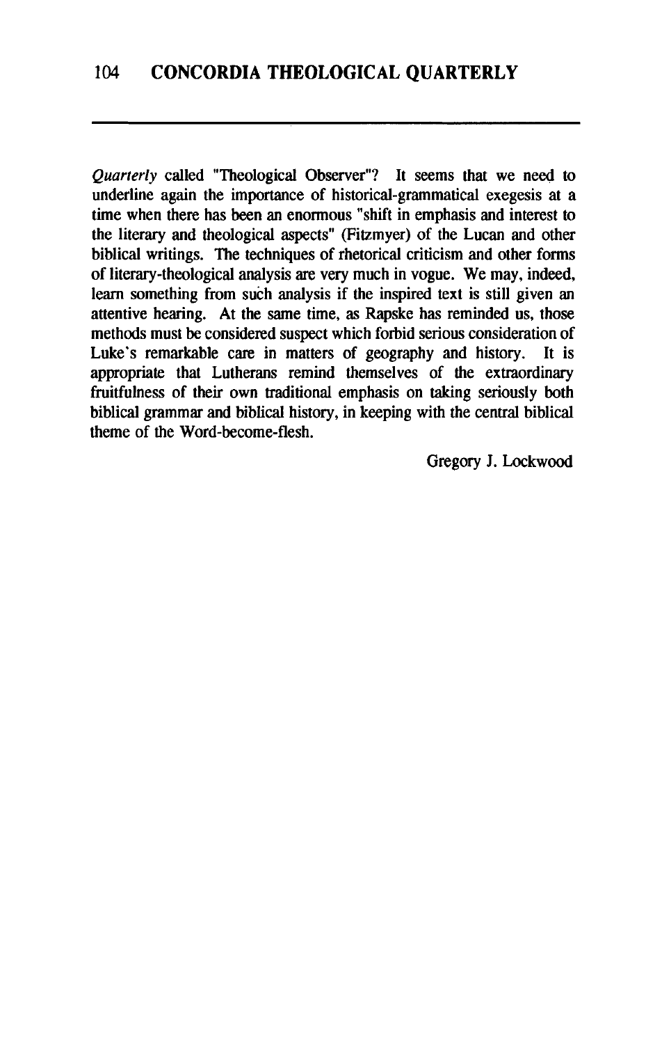*Quarterly* called "Theological Observer"? It seems that we need to underline again the importance of historical-grammatical exegesis at a time when there has been an enormous "shift in emphasis and interest to the literary and theological aspects" (Fitzmyer) of the Lucan and other biblical writings. The techniques of rhetorical criticism and other forms of literary-theological analysis are very much in vogue. We may, indeed, learn something from such analysis if the inspired text is still given an attentive hearing. At the same time, as Rapske has reminded us, those methods must be considered suspect which forbid serious consideration of Luke's remarkable care in matters of geography and history. It is appropriate that Lutherans remind themselves of the extraordinary fruitfulness of their own traditional emphasis on taking seriously both biblical grammar and biblical history, in keeping with the central biblical theme of the Word-become-flesh.

Gregory J. Lockwood